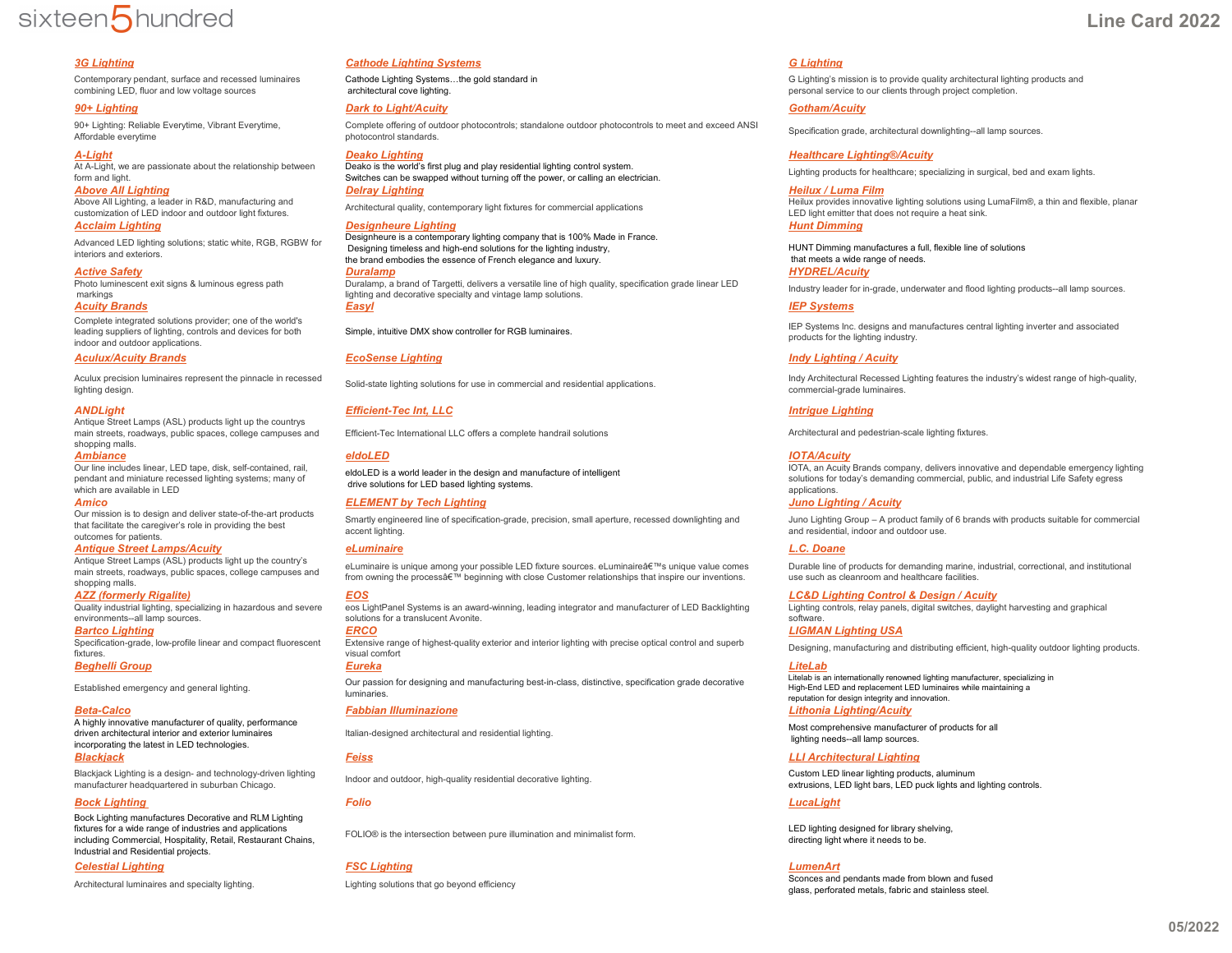# sixteen5hundred

## Line Card 2022

### 3G Lighting
Contemporary pendant, surface and recessed luminaires combining LED, fluor and low voltage sources

### 90+ Lighting
90+ Lighting: Reliable Everytime, Vibrant Everytime, Affordable everytime

### A-Light
At A-Light, we are passionate about the relationship between form and light.

### Above All Lighting
Above All Lighting, a leader in R&D, manufacturing and customization of LED indoor and outdoor light fixtures.

### Acclaim Lighting
Advanced LED lighting solutions; static white, RGB, RGBW for interiors and exteriors.

### Active Safety
Photo luminescent exit signs & luminous egress path markings

### Acuity Brands
Complete integrated solutions provider; one of the world's leading suppliers of lighting, controls and devices for both indoor and outdoor applications.

### Aculux/Acuity Brands
Aculux precision luminaires represent the pinnacle in recessed lighting design.

### ANDLight
Antique Street Lamps (ASL) products light up the countrys main streets, roadways, public spaces, college campuses and shopping malls.

### Ambiance
Our line includes linear, LED tape, disk, self-contained, rail, pendant and miniature recessed lighting systems; many of which are available in LED

### Amico
Our mission is to design and deliver state-of-the-art products that facilitate the caregiver's role in providing the best outcomes for patients.

### Antique Street Lamps/Acuity
Antique Street Lamps (ASL) products light up the country's main streets, roadways, public spaces, college campuses and shopping malls.

### AZZ (formerly Rigalite)
Quality industrial lighting, specializing in hazardous and severe environments--all lamp sources.

### Bartco Lighting
Specification-grade, low-profile linear and compact fluorescent fixtures.

### Beghelli Group
Established emergency and general lighting.

### Beta-Calco
A highly innovative manufacturer of quality, performance driven architectural interior and exterior luminaires incorporating the latest in LED technologies.

### Blackjack
Blackjack Lighting is a design- and technology-driven lighting manufacturer headquartered in suburban Chicago.

### Bock Lighting
Bock Lighting manufactures Decorative and RLM Lighting fixtures for a wide range of industries and applications including Commercial, Hospitality, Retail, Restaurant Chains, Industrial and Residential projects.

### Celestial Lighting
Architectural luminaires and specialty lighting.

### Cathode Lighting Systems
Cathode Lighting Systems…the gold standard in architectural cove lighting.

### Dark to Light/Acuity
Complete offering of outdoor photocontrols; standalone outdoor photocontrols to meet and exceed ANSI photocontrol standards.

### Deako Lighting
Deako is the world's first plug and play residential lighting control system. Switches can be swapped without turning off the power, or calling an electrician.

### Delray Lighting
Architectural quality, contemporary light fixtures for commercial applications

### Designheure Lighting
Designheure is a contemporary lighting company that is 100% Made in France. Designing timeless and high-end solutions for the lighting industry, the brand embodies the essence of French elegance and luxury.

### Duralamp
Duralamp, a brand of Targetti, delivers a versatile line of high quality, specification grade linear LED lighting and decorative specialty and vintage lamp solutions.

### Easyl
Simple, intuitive DMX show controller for RGB luminaires.

### EcoSense Lighting
Solid-state lighting solutions for use in commercial and residential applications.

### Efficient-Tec Int, LLC
Efficient-Tec International LLC offers a complete handrail solutions

### eldoLED
eldoLED is a world leader in the design and manufacture of intelligent drive solutions for LED based lighting systems.

### ELEMENT by Tech Lighting
Smartly engineered line of specification-grade, precision, small aperture, recessed downlighting and accent lighting.

### eLuminaire
eLuminaire is unique among your possible LED fixture sources. eLuminaireâ€™s unique value comes from owning the processâ€™ beginning with close Customer relationships that inspire our inventions.

### EOS
eos LightPanel Systems is an award-winning, leading integrator and manufacturer of LED Backlighting solutions for a translucent Avonite.

### ERCO
Extensive range of highest-quality exterior and interior lighting with precise optical control and superb visual comfort

### Eureka
Our passion for designing and manufacturing best-in-class, distinctive, specification grade decorative luminaries.

### Fabbian Illuminazione
Italian-designed architectural and residential lighting.

### Feiss
Indoor and outdoor, high-quality residential decorative lighting.

### Folio
FOLIO® is the intersection between pure illumination and minimalist form.

### FSC Lighting
Lighting solutions that go beyond efficiency

### G Lighting
G Lighting's mission is to provide quality architectural lighting products and personal service to our clients through project completion.

### Gotham/Acuity
Specification grade, architectural downlighting--all lamp sources.

### Healthcare Lighting®/Acuity
Lighting products for healthcare; specializing in surgical, bed and exam lights.

### Heilux / Luma Film
Heilux provides innovative lighting solutions using LumaFilm®, a thin and flexible, planar LED light emitter that does not require a heat sink.

### Hunt Dimming
HUNT Dimming manufactures a full, flexible line of solutions that meets a wide range of needs.

### HYDREL/Acuity
Industry leader for in-grade, underwater and flood lighting products--all lamp sources.

### IEP Systems
IEP Systems Inc. designs and manufactures central lighting inverter and associated products for the lighting industry.

### Indy Lighting / Acuity
Indy Architectural Recessed Lighting features the industry's widest range of high-quality, commercial-grade luminaires.

### Intrigue Lighting
Architectural and pedestrian-scale lighting fixtures.

### IOTA/Acuity
IOTA, an Acuity Brands company, delivers innovative and dependable emergency lighting solutions for today's demanding commercial, public, and industrial Life Safety egress applications.

### Juno Lighting / Acuity
Juno Lighting Group – A product family of 6 brands with products suitable for commercial and residential, indoor and outdoor use.

### L.C. Doane
Durable line of products for demanding marine, industrial, correctional, and institutional use such as cleanroom and healthcare facilities.

### LC&D Lighting Control & Design / Acuity
Lighting controls, relay panels, digital switches, daylight harvesting and graphical software.

### LIGMAN Lighting USA
Designing, manufacturing and distributing efficient, high-quality outdoor lighting products.

### LiteLab
Litelab is an internationally renowned lighting manufacturer, specializing in High-End LED and replacement LED luminaires while maintaining a reputation for design integrity and innovation.

### Lithonia Lighting/Acuity
Most comprehensive manufacturer of products for all lighting needs--all lamp sources.

### LLI Architectural Lighting
Custom LED linear lighting products, aluminum extrusions, LED light bars, LED puck lights and lighting controls.

### LucaLight
LED lighting designed for library shelving, directing light where it needs to be.

### LumenArt
Sconces and pendants made from blown and fused glass, perforated metals, fabric and stainless steel.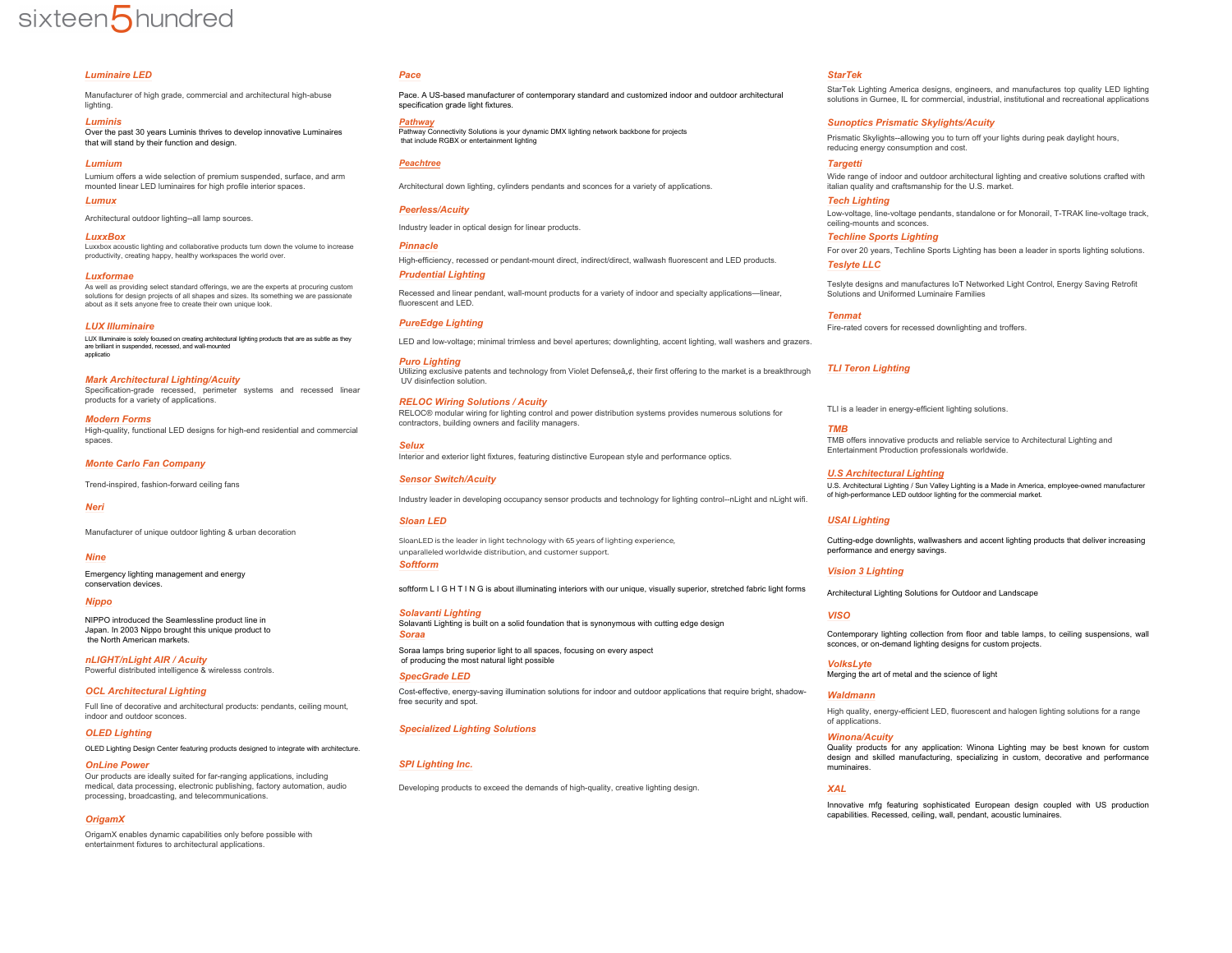### Luminaire LED

Manufacturer of high grade, commercial and architectural high-abuse lighting.

### Luminis

Over the past 30 years Luminis thrives to develop innovative Luminaires that will stand by their function and design.

### Lumium

Lumium offers a wide selection of premium suspended, surface, and arm mounted linear LED luminaires for high profile interior spaces.

### Lumux

Architectural outdoor lighting--all lamp sources.

### LuxxBox

Luxxbox acoustic lighting and collaborative products turn down the volume to increase productivity, creating happy, healthy workspaces the world over.

### Luxformae

As well as providing select standard offerings, we are the experts at procuring custom solutions for design projects of all shapes and sizes. Its something we are passionate about as it sets anyone free to create their own unique look.

### LUX Illuminaire

LUX Illuminaire is solely focused on creating architectural lighting products that are as subtle as they are brilliant in suspended, recessed, and wall-mounted applicatio

### Mark Architectural Lighting/Acuity

Specification-grade recessed, perimeter systems and recessed linear products for a variety of applications.

### Modern Forms

High-quality, functional LED designs for high-end residential and commercial spaces.

### Monte Carlo Fan Company

Trend-inspired, fashion-forward ceiling fans

### Neri

Manufacturer of unique outdoor lighting & urban decoration

### Nine

Emergency lighting management and energy conservation devices.

### Nippo

NIPPO introduced the Seamlessline product line in Japan. In 2003 Nippo brought this unique product to the North American markets.

### nLIGHT/nLight AIR / Acuity

Powerful distributed intelligence & wirelesss controls.

### OCL Architectural Lighting

Full line of decorative and architectural products: pendants, ceiling mount, indoor and outdoor sconces.

### OLED Lighting

OLED Lighting Design Center featuring products designed to integrate with architecture.

### OnLine Power

Our products are ideally suited for far-ranging applications, including medical, data processing, electronic publishing, factory automation, audio processing, broadcasting, and telecommunications.

### OrigamX

OrigamX enables dynamic capabilities only before possible with entertainment fixtures to architectural applications.

### Pace

Pace. A US-based manufacturer of contemporary standard and customized indoor and outdoor architectural specification grade light fixtures.

### Pathway

Pathway Connectivity Solutions is your dynamic DMX lighting network backbone for projects that include RGBX or entertainment lighting

### Peachtree

Architectural down lighting, cylinders pendants and sconces for a variety of applications.

### Peerless/Acuity

Industry leader in optical design for linear products.

### Pinnacle

High-efficiency, recessed or pendant-mount direct, indirect/direct, wallwash fluorescent and LED products.

### Prudential Lighting

Recessed and linear pendant, wall-mount products for a variety of indoor and specialty applications—linear, fluorescent and LED.

### PureEdge Lighting

LED and low-voltage; minimal trimless and bevel apertures; downlighting, accent lighting, wall washers and grazers.

### Puro Lighting

Utilizing exclusive patents and technology from Violet Defenseâ„¢, their first offering to the market is a breakthrough UV disinfection solution.

### RELOC Wiring Solutions / Acuity

RELOC® modular wiring for lighting control and power distribution systems provides numerous solutions for contractors, building owners and facility managers.

### Selux

Interior and exterior light fixtures, featuring distinctive European style and performance optics.

### Sensor Switch/Acuity

Industry leader in developing occupancy sensor products and technology for lighting control--nLight and nLight wifi.

### Sloan LED

SloanLED is the leader in light technology with 65 years of lighting experience, unparalleled worldwide distribution, and customer support.

### Softform

softform L I G H T I N G is about illuminating interiors with our unique, visually superior, stretched fabric light forms

### Solavanti Lighting

Solavanti Lighting is built on a solid foundation that is synonymous with cutting edge design

### Soraa

Soraa lamps bring superior light to all spaces, focusing on every aspect of producing the most natural light possible

### SpecGrade LED

Cost-effective, energy-saving illumination solutions for indoor and outdoor applications that require bright, shadow-free security and spot.

### Specialized Lighting Solutions

### SPI Lighting Inc.

Developing products to exceed the demands of high-quality, creative lighting design.

### StarTek

StarTek Lighting America designs, engineers, and manufactures top quality LED lighting solutions in Gurnee, IL for commercial, industrial, institutional and recreational applications

### Sunoptics Prismatic Skylights/Acuity

Prismatic Skylights--allowing you to turn off your lights during peak daylight hours, reducing energy consumption and cost.

### Targetti

Wide range of indoor and outdoor architectural lighting and creative solutions crafted with italian quality and craftsmanship for the U.S. market.

### Tech Lighting

Low-voltage, line-voltage pendants, standalone or for Monorail, T-TRAK line-voltage track, ceiling-mounts and sconces.

### Techline Sports Lighting

For over 20 years, Techline Sports Lighting has been a leader in sports lighting solutions.

### Teslyte LLC

Teslyte designs and manufactures IoT Networked Light Control, Energy Saving Retrofit Solutions and Uniformed Luminaire Families

### Tenmat

Fire-rated covers for recessed downlighting and troffers.

### TLI Teron Lighting

TLI is a leader in energy-efficient lighting solutions.

### TMB

TMB offers innovative products and reliable service to Architectural Lighting and Entertainment Production professionals worldwide.

### U.S Architectural Lighting

U.S. Architectural Lighting / Sun Valley Lighting is a Made in America, employee-owned manufacturer of high-performance LED outdoor lighting for the commercial market.

### USAI Lighting

Cutting-edge downlights, wallwashers and accent lighting products that deliver increasing performance and energy savings.

### Vision 3 Lighting

Architectural Lighting Solutions for Outdoor and Landscape

### VISO

Contemporary lighting collection from floor and table lamps, to ceiling suspensions, wall sconces, or on-demand lighting designs for custom projects.

### VolksLyte

Merging the art of metal and the science of light

### Waldmann

High quality, energy-efficient LED, fluorescent and halogen lighting solutions for a range of applications.

### Winona/Acuity

Quality products for any application: Winona Lighting may be best known for custom design and skilled manufacturing, specializing in custom, decorative and performance muminaires.

### XAL

Innovative mfg featuring sophisticated European design coupled with US production capabilities. Recessed, ceiling, wall, pendant, acoustic luminaires.